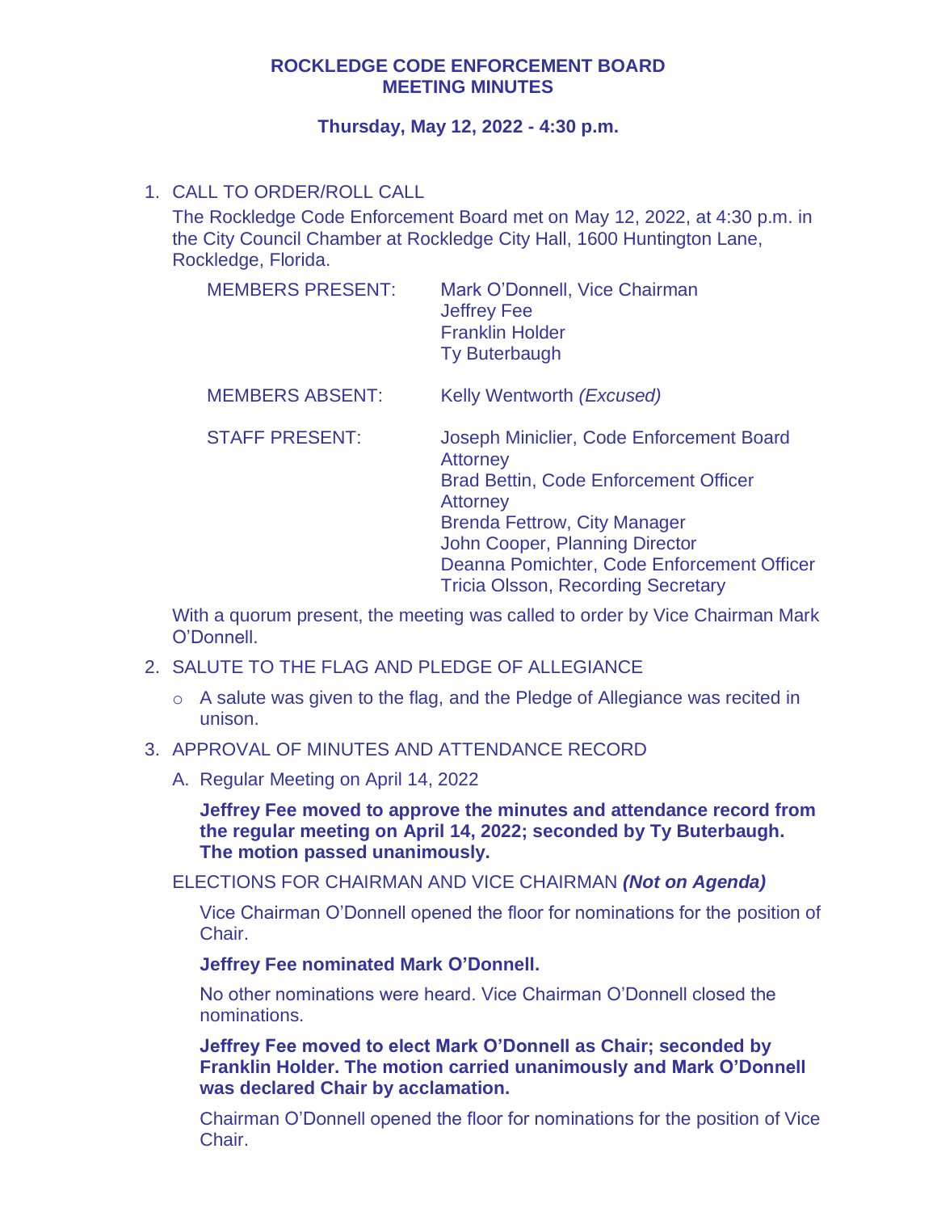# ROCKLEDGE CODE ENFORCEMENT BOARD
# MEETING MINUTES

**Thursday, May 12, 2022 - 4:30 p.m.**

1. CALL TO ORDER/ROLL CALL

   The Rockledge Code Enforcement Board met on May 12, 2022, at 4:30 p.m. in the City Council Chamber at Rockledge City Hall, 1600 Huntington Lane, Rockledge, Florida.

   | | |
   |---|---|
   | MEMBERS PRESENT: | Mark O'Donnell, Vice Chairman<br>Jeffrey Fee<br>Franklin Holder<br>Ty Buterbaugh |
   | MEMBERS ABSENT: | Kelly Wentworth *(Excused)* |
   | STAFF PRESENT: | Joseph Miniclier, Code Enforcement Board Attorney<br>Brad Bettin, Code Enforcement Officer Attorney<br>Brenda Fettrow, City Manager<br>John Cooper, Planning Director<br>Deanna Pomichter, Code Enforcement Officer<br>Tricia Olsson, Recording Secretary |

   With a quorum present, the meeting was called to order by Vice Chairman Mark O'Donnell.

2. SALUTE TO THE FLAG AND PLEDGE OF ALLEGIANCE

   - A salute was given to the flag, and the Pledge of Allegiance was recited in unison.

3. APPROVAL OF MINUTES AND ATTENDANCE RECORD

   A. Regular Meeting on April 14, 2022

      **Jeffrey Fee moved to approve the minutes and attendance record from the regular meeting on April 14, 2022; seconded by Ty Buterbaugh. The motion passed unanimously.**

   ELECTIONS FOR CHAIRMAN AND VICE CHAIRMAN ***(Not on Agenda)***

      Vice Chairman O'Donnell opened the floor for nominations for the position of Chair.

      **Jeffrey Fee nominated Mark O'Donnell.**

      No other nominations were heard. Vice Chairman O'Donnell closed the nominations.

      **Jeffrey Fee moved to elect Mark O'Donnell as Chair; seconded by Franklin Holder. The motion carried unanimously and Mark O'Donnell was declared Chair by acclamation.**

      Chairman O'Donnell opened the floor for nominations for the position of Vice Chair.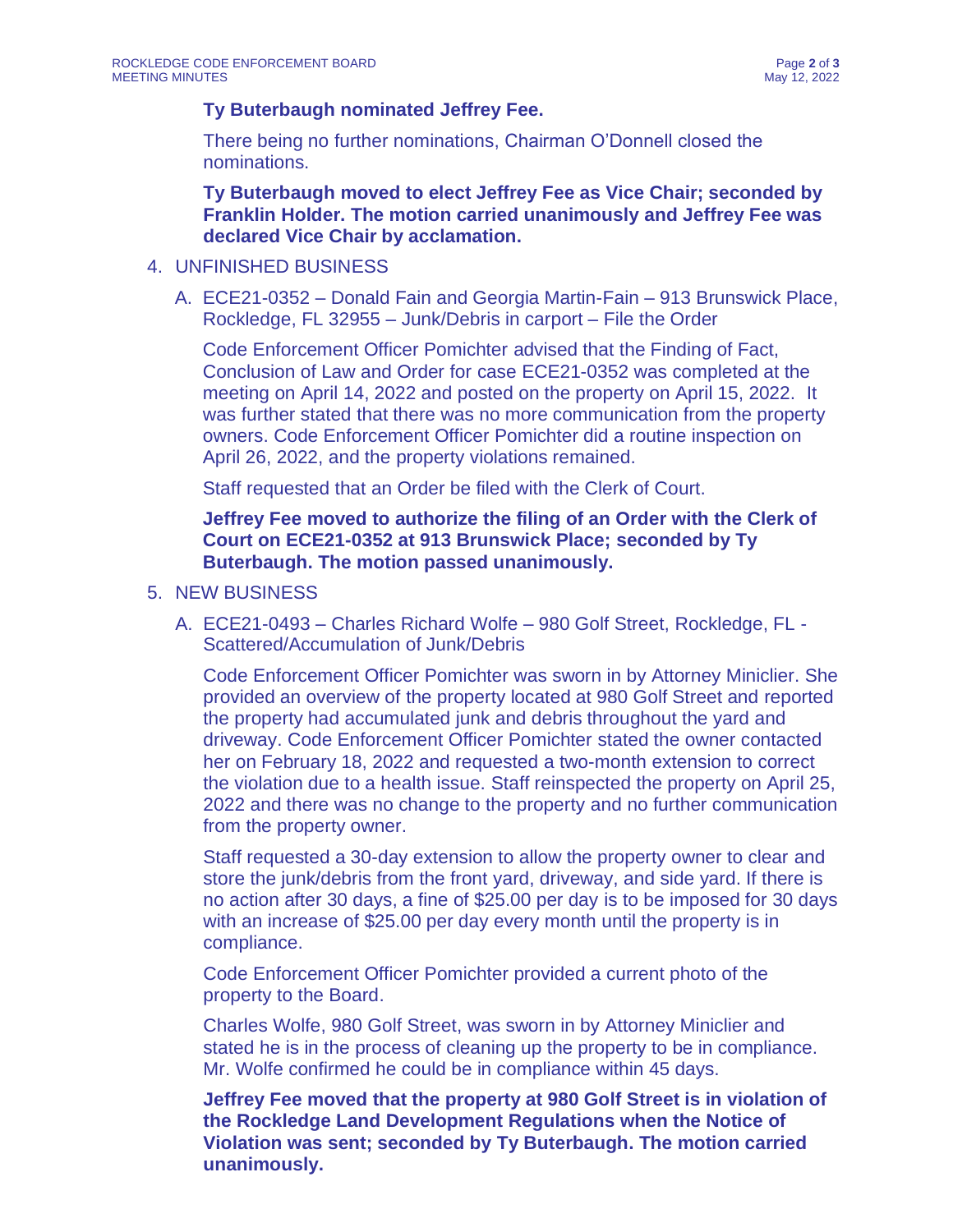**Ty Buterbaugh nominated Jeffrey Fee.**

There being no further nominations, Chairman O'Donnell closed the nominations.

**Ty Buterbaugh moved to elect Jeffrey Fee as Vice Chair; seconded by Franklin Holder. The motion carried unanimously and Jeffrey Fee was declared Vice Chair by acclamation.**

4. UNFINISHED BUSINESS

   A. ECE21-0352 – Donald Fain and Georgia Martin-Fain – 913 Brunswick Place, Rockledge, FL 32955 – Junk/Debris in carport – File the Order

   Code Enforcement Officer Pomichter advised that the Finding of Fact, Conclusion of Law and Order for case ECE21-0352 was completed at the meeting on April 14, 2022 and posted on the property on April 15, 2022. It was further stated that there was no more communication from the property owners. Code Enforcement Officer Pomichter did a routine inspection on April 26, 2022, and the property violations remained.

   Staff requested that an Order be filed with the Clerk of Court.

   **Jeffrey Fee moved to authorize the filing of an Order with the Clerk of Court on ECE21-0352 at 913 Brunswick Place; seconded by Ty Buterbaugh. The motion passed unanimously.**

5. NEW BUSINESS

   A. ECE21-0493 – Charles Richard Wolfe – 980 Golf Street, Rockledge, FL - Scattered/Accumulation of Junk/Debris

   Code Enforcement Officer Pomichter was sworn in by Attorney Miniclier. She provided an overview of the property located at 980 Golf Street and reported the property had accumulated junk and debris throughout the yard and driveway. Code Enforcement Officer Pomichter stated the owner contacted her on February 18, 2022 and requested a two-month extension to correct the violation due to a health issue. Staff reinspected the property on April 25, 2022 and there was no change to the property and no further communication from the property owner.

   Staff requested a 30-day extension to allow the property owner to clear and store the junk/debris from the front yard, driveway, and side yard. If there is no action after 30 days, a fine of $25.00 per day is to be imposed for 30 days with an increase of $25.00 per day every month until the property is in compliance.

   Code Enforcement Officer Pomichter provided a current photo of the property to the Board.

   Charles Wolfe, 980 Golf Street, was sworn in by Attorney Miniclier and stated he is in the process of cleaning up the property to be in compliance. Mr. Wolfe confirmed he could be in compliance within 45 days.

   **Jeffrey Fee moved that the property at 980 Golf Street is in violation of the Rockledge Land Development Regulations when the Notice of Violation was sent; seconded by Ty Buterbaugh. The motion carried unanimously.**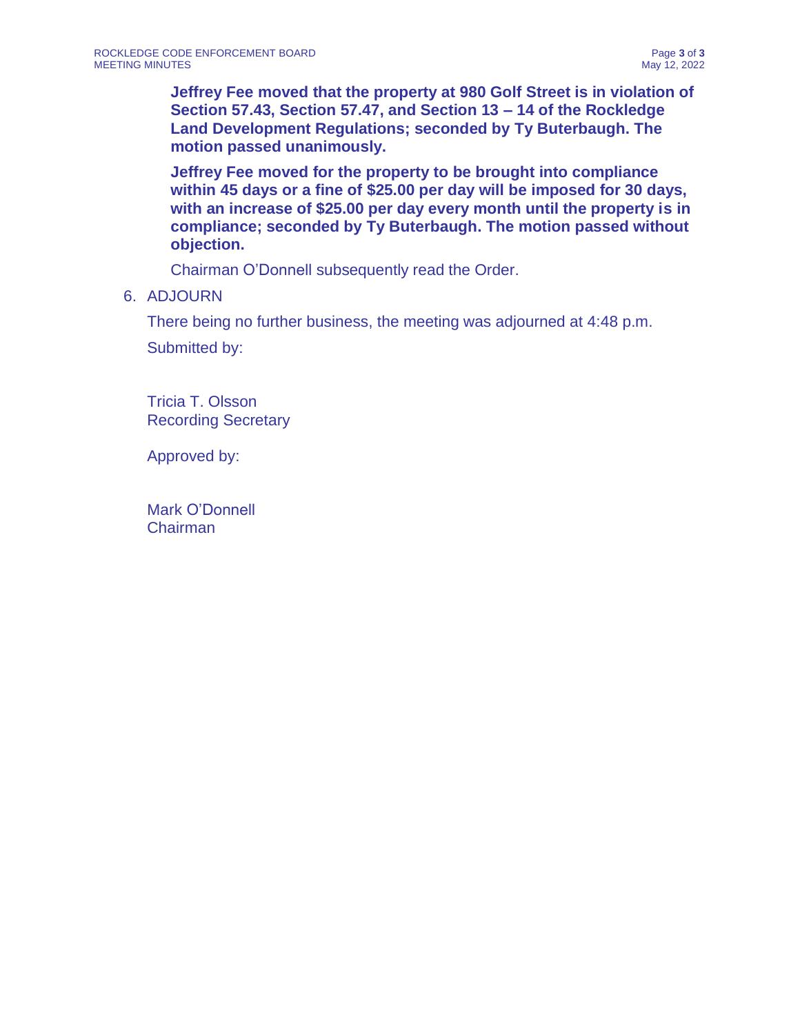**Jeffrey Fee moved that the property at 980 Golf Street is in violation of Section 57.43, Section 57.47, and Section 13 – 14 of the Rockledge Land Development Regulations; seconded by Ty Buterbaugh. The motion passed unanimously.**

**Jeffrey Fee moved for the property to be brought into compliance within 45 days or a fine of $25.00 per day will be imposed for 30 days, with an increase of $25.00 per day every month until the property is in compliance; seconded by Ty Buterbaugh. The motion passed without objection.**

Chairman O'Donnell subsequently read the Order.

6. ADJOURN

There being no further business, the meeting was adjourned at 4:48 p.m.

Submitted by:

Tricia T. Olsson
Recording Secretary

Approved by:

Mark O'Donnell
Chairman